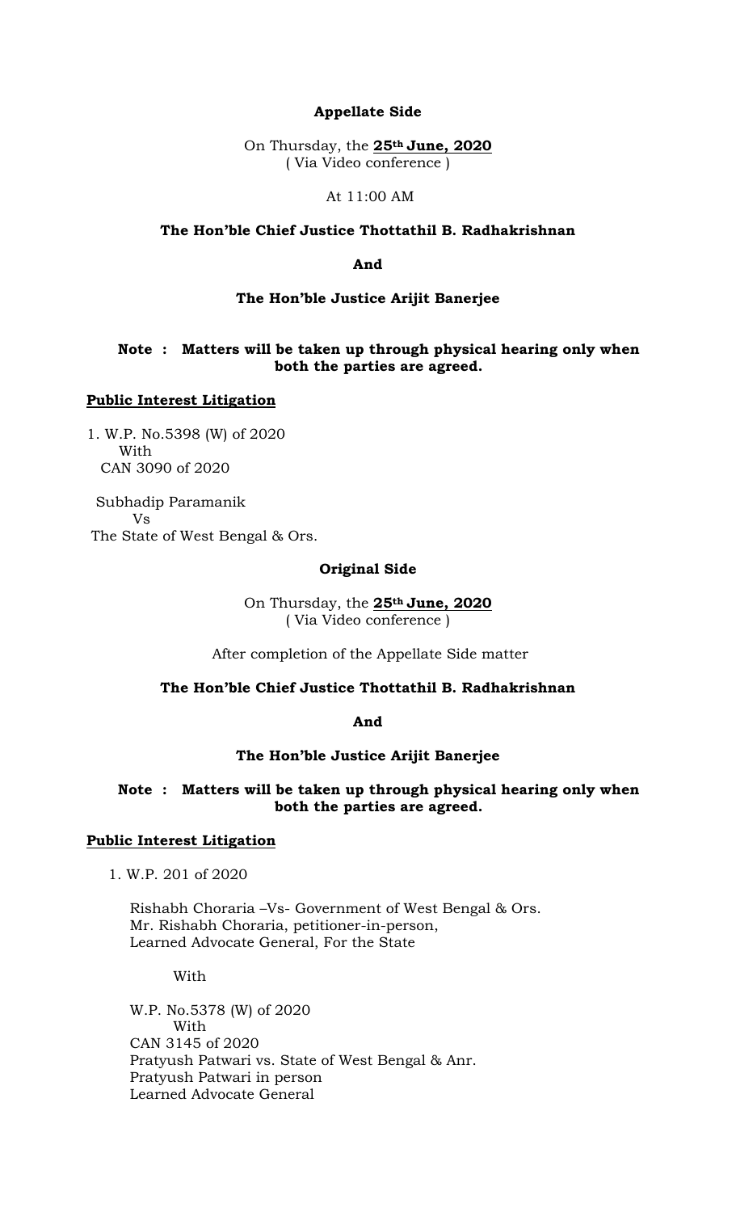**Appellate Side**

On Thursday, the **25th June, 2020**
( Via Video conference )

At 11:00 AM

**The Hon'ble Chief Justice Thottathil B. Radhakrishnan**

**And**

**The Hon'ble Justice Arijit Banerjee**

**Note : Matters will be taken up through physical hearing only when both the parties are agreed.**

**Public Interest Litigation**

1. W.P. No.5398 (W) of 2020
   With
   CAN 3090 of 2020

   Subhadip Paramanik
   Vs
   The State of West Bengal & Ors.

**Original Side**

On Thursday, the **25th June, 2020**
( Via Video conference )

After completion of the Appellate Side matter

**The Hon'ble Chief Justice Thottathil B. Radhakrishnan**

**And**

**The Hon'ble Justice Arijit Banerjee**

**Note : Matters will be taken up through physical hearing only when both the parties are agreed.**

**Public Interest Litigation**

1. W.P. 201 of 2020

   Rishabh Choraria –Vs- Government of West Bengal & Ors.
   Mr. Rishabh Choraria, petitioner-in-person,
   Learned Advocate General, For the State

   With

   W.P. No.5378 (W) of 2020
   With
   CAN 3145 of 2020
   Pratyush Patwari vs. State of West Bengal & Anr.
   Pratyush Patwari in person
   Learned Advocate General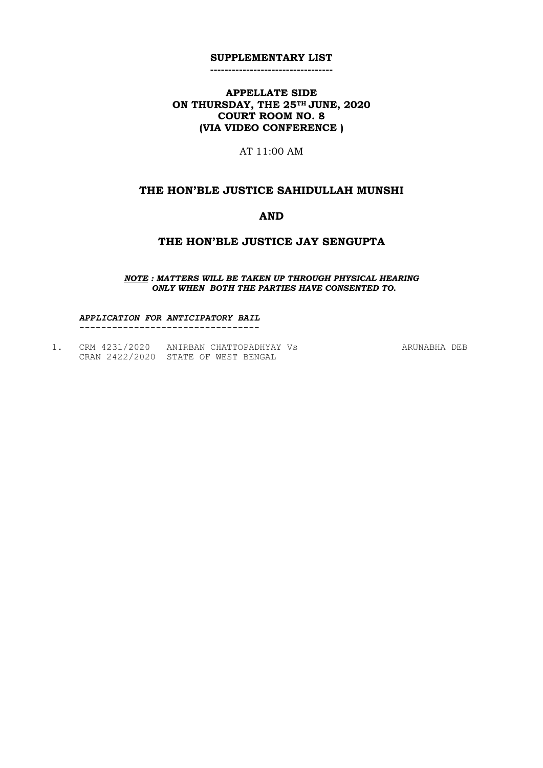**SUPPLEMENTARY LIST**

---

**APPELLATE SIDE**
**ON THURSDAY, THE 25TH JUNE, 2020**
**COURT ROOM NO. 8**
**(VIA VIDEO CONFERENCE )**

AT 11:00 AM

**THE HON'BLE JUSTICE SAHIDULLAH MUNSHI**

**AND**

**THE HON'BLE JUSTICE JAY SENGUPTA**

***NOTE : MATTERS WILL BE TAKEN UP THROUGH PHYSICAL HEARING ONLY WHEN BOTH THE PARTIES HAVE CONSENTED TO.***

***APPLICATION FOR ANTICIPATORY BAIL***

---

| | | | |
|---|---|---|---|
| 1. | CRM 4231/2020<br>CRAN 2422/2020 | ANIRBAN CHATTOPADHYAY Vs<br>STATE OF WEST BENGAL | ARUNABHA DEB |